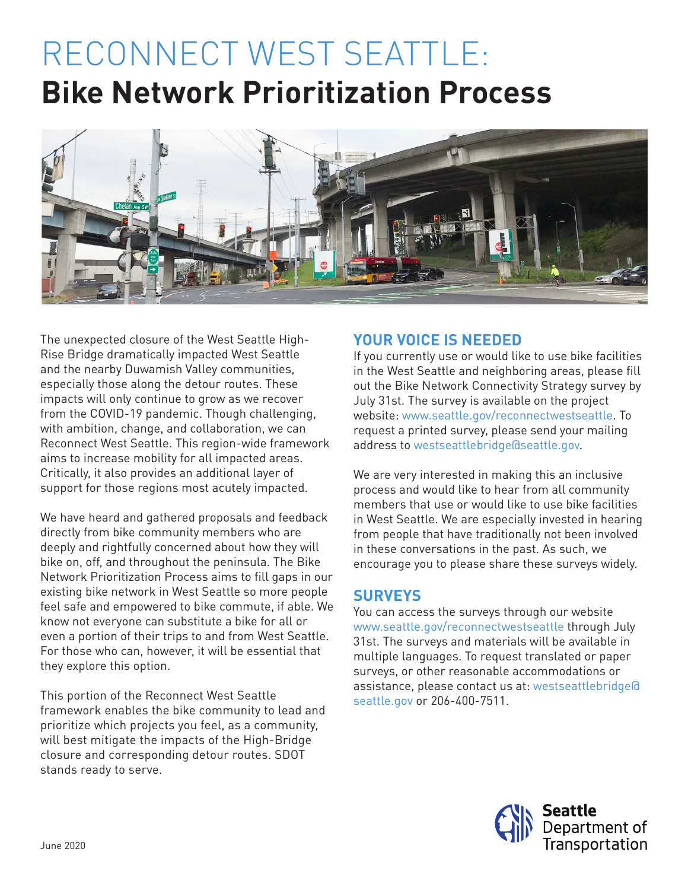# RECONNECT WEST SEATTLE:
# **Bike Network Prioritization Process**

The unexpected closure of the West Seattle High-Rise Bridge dramatically impacted West Seattle and the nearby Duwamish Valley communities, especially those along the detour routes. These impacts will only continue to grow as we recover from the COVID-19 pandemic. Though challenging, with ambition, change, and collaboration, we can Reconnect West Seattle. This region-wide framework aims to increase mobility for all impacted areas. Critically, it also provides an additional layer of support for those regions most acutely impacted.

We have heard and gathered proposals and feedback directly from bike community members who are deeply and rightfully concerned about how they will bike on, off, and throughout the peninsula. The Bike Network Prioritization Process aims to fill gaps in our existing bike network in West Seattle so more people feel safe and empowered to bike commute, if able. We know not everyone can substitute a bike for all or even a portion of their trips to and from West Seattle. For those who can, however, it will be essential that they explore this option.

This portion of the Reconnect West Seattle framework enables the bike community to lead and prioritize which projects you feel, as a community, will best mitigate the impacts of the High-Bridge closure and corresponding detour routes. SDOT stands ready to serve.

## YOUR VOICE IS NEEDED

If you currently use or would like to use bike facilities in the West Seattle and neighboring areas, please fill out the Bike Network Connectivity Strategy survey by July 31st. The survey is available on the project website: www.seattle.gov/reconnectwestseattle. To request a printed survey, please send your mailing address to westseattlebridge@seattle.gov.

We are very interested in making this an inclusive process and would like to hear from all community members that use or would like to use bike facilities in West Seattle. We are especially invested in hearing from people that have traditionally not been involved in these conversations in the past. As such, we encourage you to please share these surveys widely.

## SURVEYS

You can access the surveys through our website www.seattle.gov/reconnectwestseattle through July 31st. The surveys and materials will be available in multiple languages. To request translated or paper surveys, or other reasonable accommodations or assistance, please contact us at: westseattlebridge@seattle.gov or 206-400-7511.

June 2020

Seattle Department of Transportation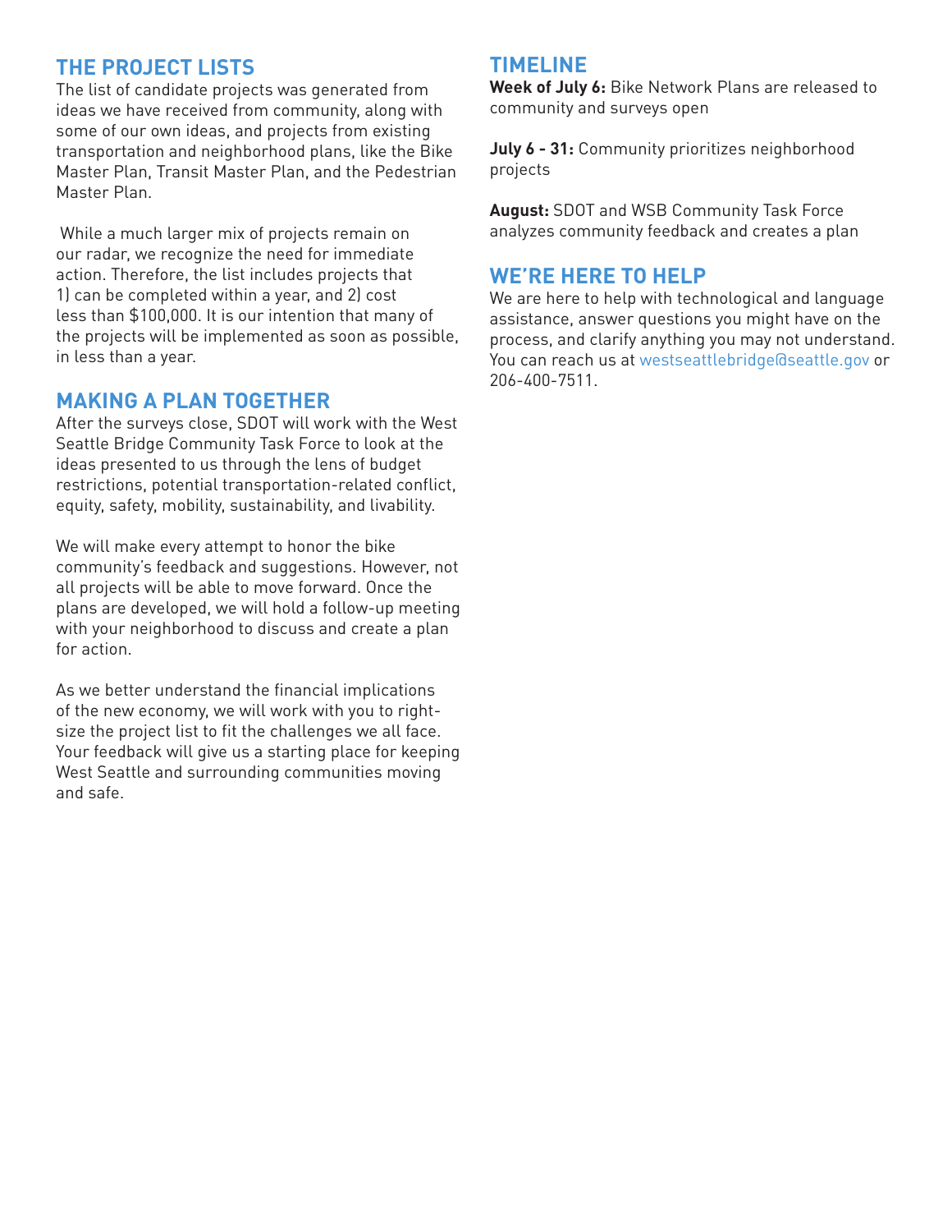## THE PROJECT LISTS

The list of candidate projects was generated from ideas we have received from community, along with some of our own ideas, and projects from existing transportation and neighborhood plans, like the Bike Master Plan, Transit Master Plan, and the Pedestrian Master Plan.

While a much larger mix of projects remain on our radar, we recognize the need for immediate action. Therefore, the list includes projects that 1) can be completed within a year, and 2) cost less than $100,000. It is our intention that many of the projects will be implemented as soon as possible, in less than a year.

## MAKING A PLAN TOGETHER

After the surveys close, SDOT will work with the West Seattle Bridge Community Task Force to look at the ideas presented to us through the lens of budget restrictions, potential transportation-related conflict, equity, safety, mobility, sustainability, and livability.

We will make every attempt to honor the bike community's feedback and suggestions. However, not all projects will be able to move forward. Once the plans are developed, we will hold a follow-up meeting with your neighborhood to discuss and create a plan for action.

As we better understand the financial implications of the new economy, we will work with you to right-size the project list to fit the challenges we all face. Your feedback will give us a starting place for keeping West Seattle and surrounding communities moving and safe.

## TIMELINE

**Week of July 6:** Bike Network Plans are released to community and surveys open

**July 6 - 31:** Community prioritizes neighborhood projects

**August:** SDOT and WSB Community Task Force analyzes community feedback and creates a plan

## WE'RE HERE TO HELP

We are here to help with technological and language assistance, answer questions you might have on the process, and clarify anything you may not understand. You can reach us at westseattlebridge@seattle.gov or 206-400-7511.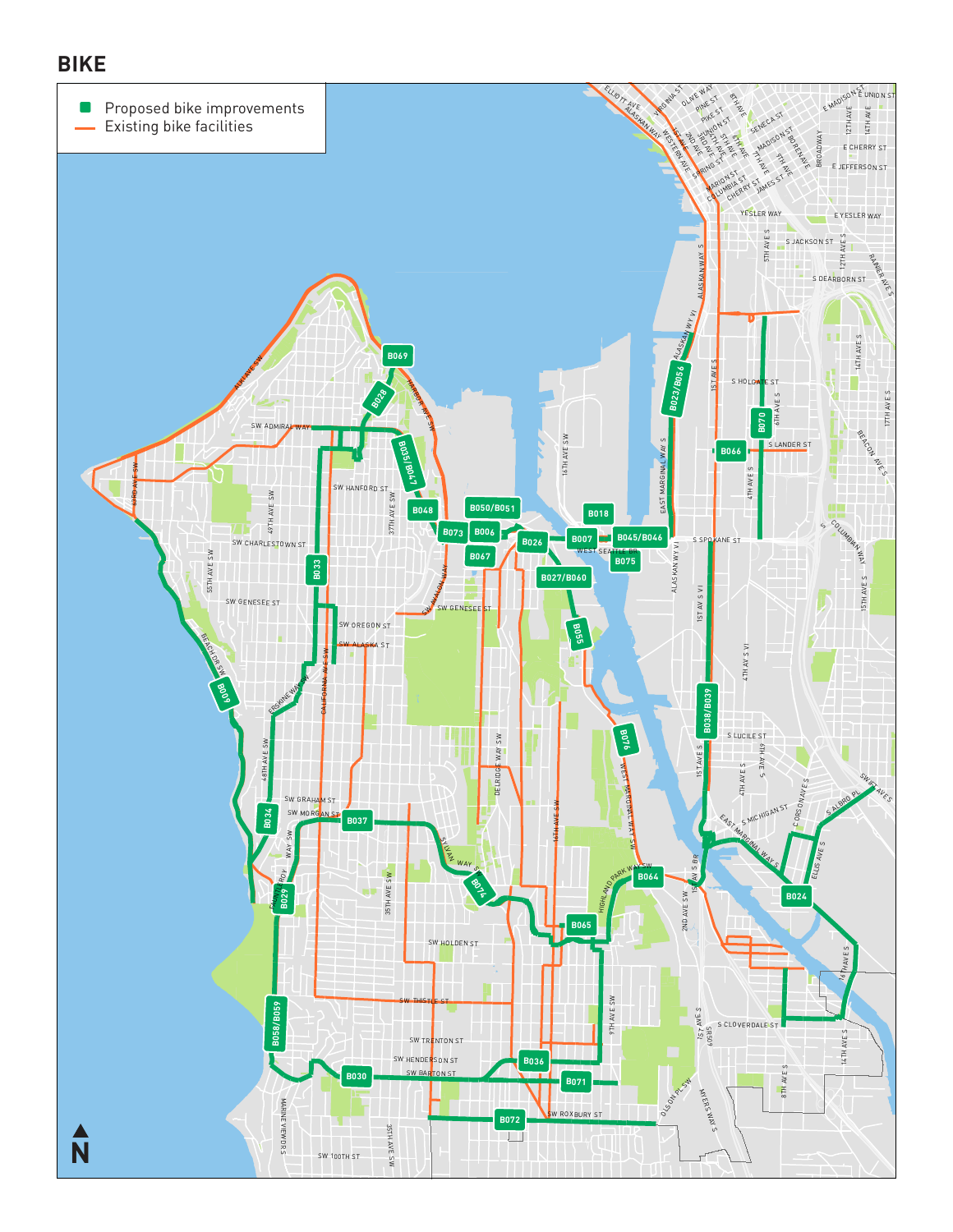# BIKE

- Proposed bike improvements
- Existing bike facilities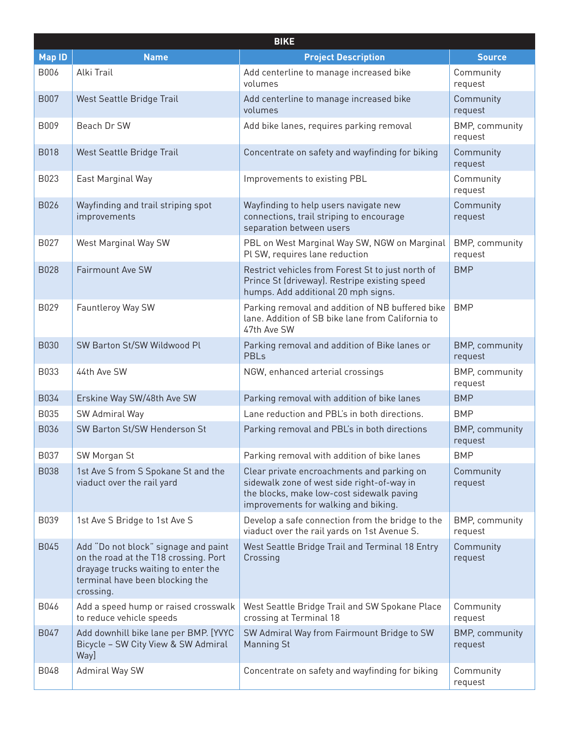| BIKE | | | |
|---|---|---|---|
| **Map ID** | **Name** | **Project Description** | **Source** |
| B006 | Alki Trail | Add centerline to manage increased bike volumes | Community request |
| B007 | West Seattle Bridge Trail | Add centerline to manage increased bike volumes | Community request |
| B009 | Beach Dr SW | Add bike lanes, requires parking removal | BMP, community request |
| B018 | West Seattle Bridge Trail | Concentrate on safety and wayfinding for biking | Community request |
| B023 | East Marginal Way | Improvements to existing PBL | Community request |
| B026 | Wayfinding and trail striping spot improvements | Wayfinding to help users navigate new connections, trail striping to encourage separation between users | Community request |
| B027 | West Marginal Way SW | PBL on West Marginal Way SW, NGW on Marginal Pl SW, requires lane reduction | BMP, community request |
| B028 | Fairmount Ave SW | Restrict vehicles from Forest St to just north of Prince St (driveway). Restripe existing speed humps. Add additional 20 mph signs. | BMP |
| B029 | Fauntleroy Way SW | Parking removal and addition of NB buffered bike lane. Addition of SB bike lane from California to 47th Ave SW | BMP |
| B030 | SW Barton St/SW Wildwood Pl | Parking removal and addition of Bike lanes or PBLs | BMP, community request |
| B033 | 44th Ave SW | NGW, enhanced arterial crossings | BMP, community request |
| B034 | Erskine Way SW/48th Ave SW | Parking removal with addition of bike lanes | BMP |
| B035 | SW Admiral Way | Lane reduction and PBL's in both directions. | BMP |
| B036 | SW Barton St/SW Henderson St | Parking removal and PBL's in both directions | BMP, community request |
| B037 | SW Morgan St | Parking removal with addition of bike lanes | BMP |
| B038 | 1st Ave S from S Spokane St and the viaduct over the rail yard | Clear private encroachments and parking on sidewalk zone of west side right-of-way in the blocks, make low-cost sidewalk paving improvements for walking and biking. | Community request |
| B039 | 1st Ave S Bridge to 1st Ave S | Develop a safe connection from the bridge to the viaduct over the rail yards on 1st Avenue S. | BMP, community request |
| B045 | Add "Do not block" signage and paint on the road at the T18 crossing. Port drayage trucks waiting to enter the terminal have been blocking the crossing. | West Seattle Bridge Trail and Terminal 18 Entry Crossing | Community request |
| B046 | Add a speed hump or raised crosswalk to reduce vehicle speeds | West Seattle Bridge Trail and SW Spokane Place crossing at Terminal 18 | Community request |
| B047 | Add downhill bike lane per BMP. [YVYC Bicycle – SW City View & SW Admiral Way] | SW Admiral Way from Fairmount Bridge to SW Manning St | BMP, community request |
| B048 | Admiral Way SW | Concentrate on safety and wayfinding for biking | Community request |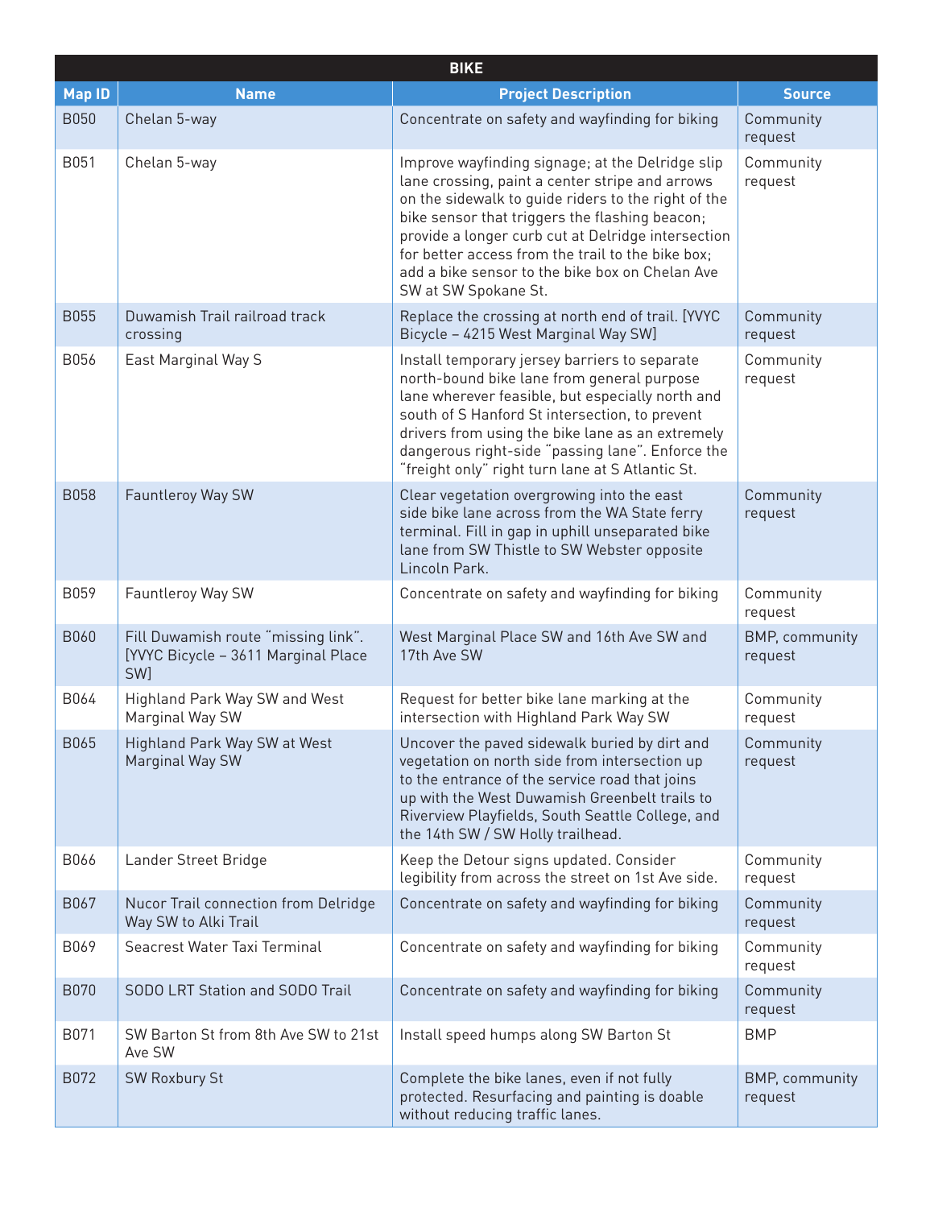| BIKE | | | |
|---|---|---|---|
| **Map ID** | **Name** | **Project Description** | **Source** |
| B050 | Chelan 5-way | Concentrate on safety and wayfinding for biking | Community request |
| B051 | Chelan 5-way | Improve wayfinding signage; at the Delridge slip lane crossing, paint a center stripe and arrows on the sidewalk to guide riders to the right of the bike sensor that triggers the flashing beacon; provide a longer curb cut at Delridge intersection for better access from the trail to the bike box; add a bike sensor to the bike box on Chelan Ave SW at SW Spokane St. | Community request |
| B055 | Duwamish Trail railroad track crossing | Replace the crossing at north end of trail. [YVYC Bicycle – 4215 West Marginal Way SW] | Community request |
| B056 | East Marginal Way S | Install temporary jersey barriers to separate north-bound bike lane from general purpose lane wherever feasible, but especially north and south of S Hanford St intersection, to prevent drivers from using the bike lane as an extremely dangerous right-side "passing lane". Enforce the "freight only" right turn lane at S Atlantic St. | Community request |
| B058 | Fauntleroy Way SW | Clear vegetation overgrowing into the east side bike lane across from the WA State ferry terminal. Fill in gap in uphill unseparated bike lane from SW Thistle to SW Webster opposite Lincoln Park. | Community request |
| B059 | Fauntleroy Way SW | Concentrate on safety and wayfinding for biking | Community request |
| B060 | Fill Duwamish route "missing link". [YVYC Bicycle – 3611 Marginal Place SW] | West Marginal Place SW and 16th Ave SW and 17th Ave SW | BMP, community request |
| B064 | Highland Park Way SW and West Marginal Way SW | Request for better bike lane marking at the intersection with Highland Park Way SW | Community request |
| B065 | Highland Park Way SW at West Marginal Way SW | Uncover the paved sidewalk buried by dirt and vegetation on north side from intersection up to the entrance of the service road that joins up with the West Duwamish Greenbelt trails to Riverview Playfields, South Seattle College, and the 14th SW / SW Holly trailhead. | Community request |
| B066 | Lander Street Bridge | Keep the Detour signs updated. Consider legibility from across the street on 1st Ave side. | Community request |
| B067 | Nucor Trail connection from Delridge Way SW to Alki Trail | Concentrate on safety and wayfinding for biking | Community request |
| B069 | Seacrest Water Taxi Terminal | Concentrate on safety and wayfinding for biking | Community request |
| B070 | SODO LRT Station and SODO Trail | Concentrate on safety and wayfinding for biking | Community request |
| B071 | SW Barton St from 8th Ave SW to 21st Ave SW | Install speed humps along SW Barton St | BMP |
| B072 | SW Roxbury St | Complete the bike lanes, even if not fully protected. Resurfacing and painting is doable without reducing traffic lanes. | BMP, community request |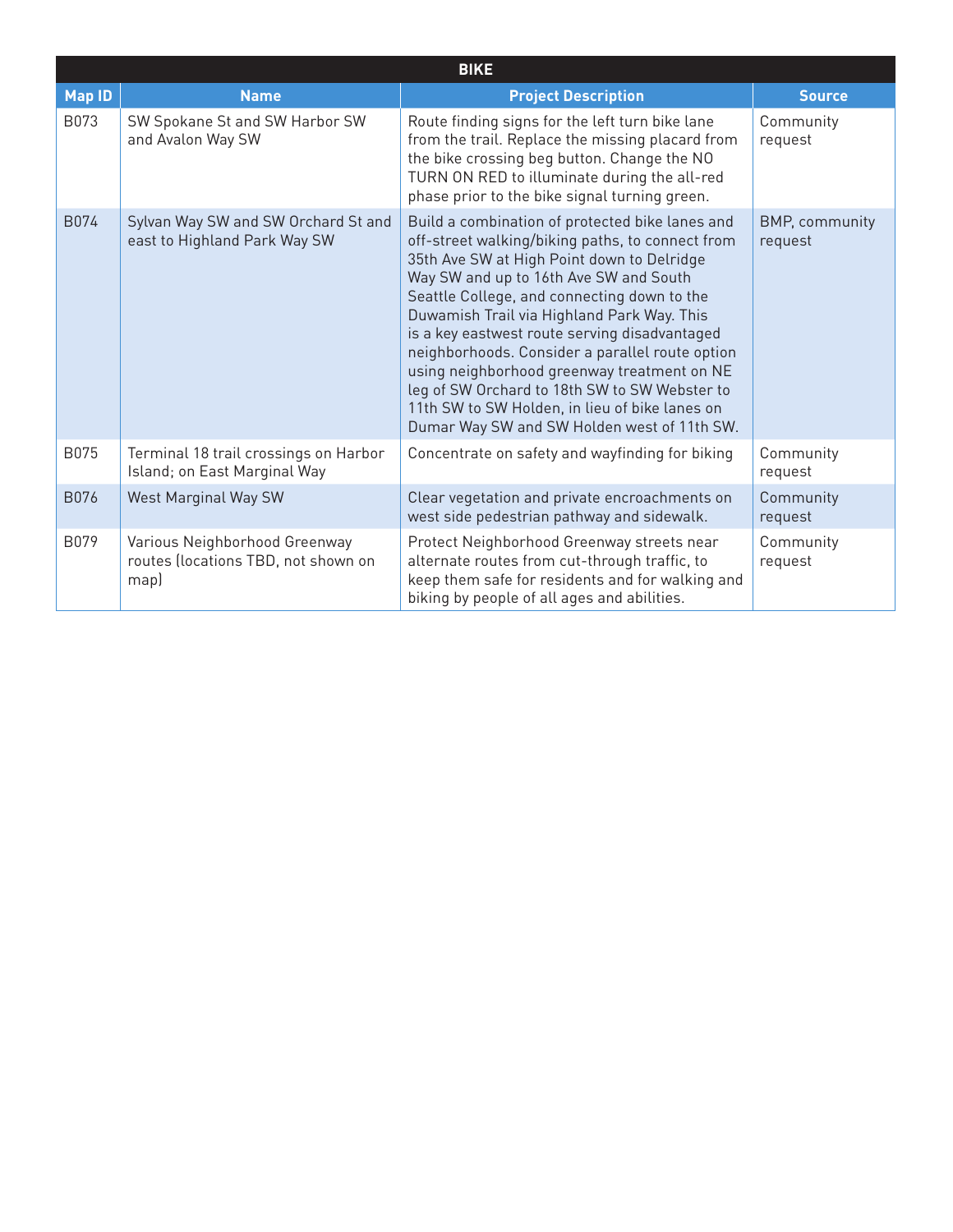| BIKE | | | |
|---|---|---|---|
| **Map ID** | **Name** | **Project Description** | **Source** |
| B073 | SW Spokane St and SW Harbor SW and Avalon Way SW | Route finding signs for the left turn bike lane from the trail. Replace the missing placard from the bike crossing beg button. Change the NO TURN ON RED to illuminate during the all-red phase prior to the bike signal turning green. | Community request |
| B074 | Sylvan Way SW and SW Orchard St and east to Highland Park Way SW | Build a combination of protected bike lanes and off-street walking/biking paths, to connect from 35th Ave SW at High Point down to Delridge Way SW and up to 16th Ave SW and South Seattle College, and connecting down to the Duwamish Trail via Highland Park Way. This is a key eastwest route serving disadvantaged neighborhoods. Consider a parallel route option using neighborhood greenway treatment on NE leg of SW Orchard to 18th SW to SW Webster to 11th SW to SW Holden, in lieu of bike lanes on Dumar Way SW and SW Holden west of 11th SW. | BMP, community request |
| B075 | Terminal 18 trail crossings on Harbor Island; on East Marginal Way | Concentrate on safety and wayfinding for biking | Community request |
| B076 | West Marginal Way SW | Clear vegetation and private encroachments on west side pedestrian pathway and sidewalk. | Community request |
| B079 | Various Neighborhood Greenway routes (locations TBD, not shown on map) | Protect Neighborhood Greenway streets near alternate routes from cut-through traffic, to keep them safe for residents and for walking and biking by people of all ages and abilities. | Community request |